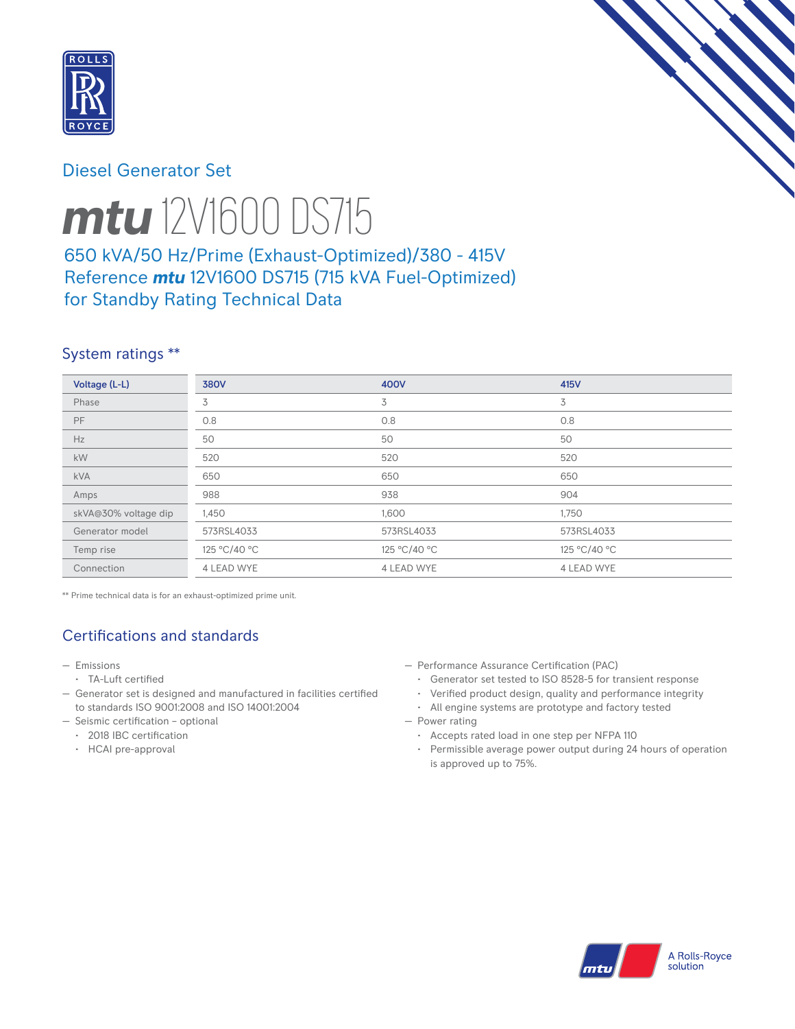Diesel Generator Set

# mtu 12V1600 DS715

## 650 kVA/50 Hz/Prime (Exhaust-Optimized)/380 - 415V Reference mtu 12V1600 DS715 (715 kVA Fuel-Optimized) for Standby Rating Technical Data

## System ratings **

| Voltage (L-L) | 380V | 400V | 415V |
|---|---|---|---|
| Phase | 3 | 3 | 3 |
| PF | 0.8 | 0.8 | 0.8 |
| Hz | 50 | 50 | 50 |
| kW | 520 | 520 | 520 |
| kVA | 650 | 650 | 650 |
| Amps | 988 | 938 | 904 |
| skVA@30% voltage dip | 1,450 | 1,600 | 1,750 |
| Generator model | 573RSL4033 | 573RSL4033 | 573RSL4033 |
| Temp rise | 125 °C/40 °C | 125 °C/40 °C | 125 °C/40 °C |
| Connection | 4 LEAD WYE | 4 LEAD WYE | 4 LEAD WYE |

** Prime technical data is for an exhaust-optimized prime unit.

## Certifications and standards

- Emissions
  - TA-Luft certified
- Generator set is designed and manufactured in facilities certified to standards ISO 9001:2008 and ISO 14001:2004
- Seismic certification – optional
  - 2018 IBC certification
  - HCAI pre-approval
- Performance Assurance Certification (PAC)
  - Generator set tested to ISO 8528-5 for transient response
  - Verified product design, quality and performance integrity
  - All engine systems are prototype and factory tested
- Power rating
  - Accepts rated load in one step per NFPA 110
  - Permissible average power output during 24 hours of operation is approved up to 75%.

A Rolls-Royce solution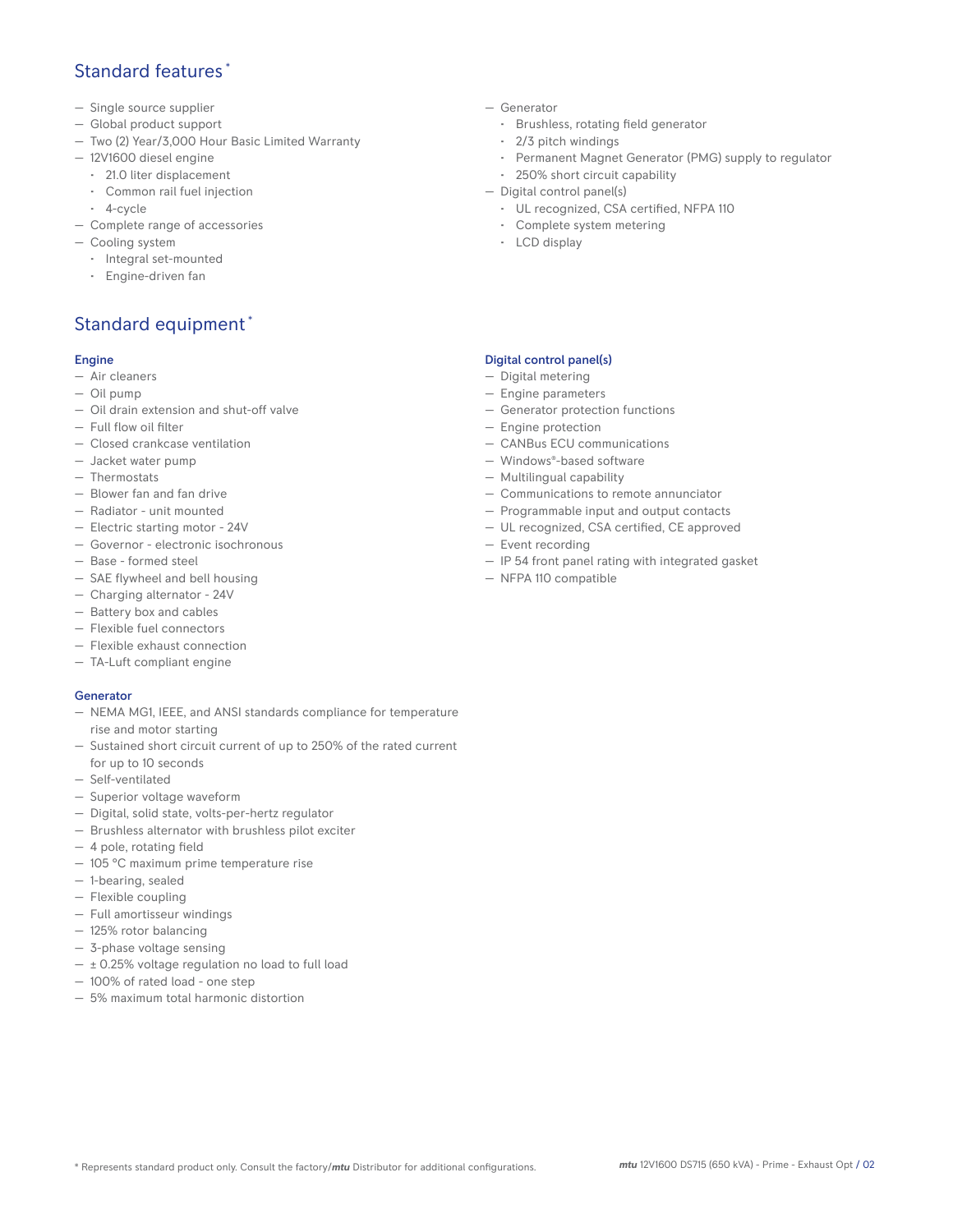## Standard features *

- Single source supplier
- Global product support
- Two (2) Year/3,000 Hour Basic Limited Warranty
- 12V1600 diesel engine
  - 21.0 liter displacement
  - Common rail fuel injection
  - 4-cycle
- Complete range of accessories
- Cooling system
  - Integral set-mounted
  - Engine-driven fan
- Generator
  - Brushless, rotating field generator
  - 2/3 pitch windings
  - Permanent Magnet Generator (PMG) supply to regulator
  - 250% short circuit capability
- Digital control panel(s)
  - UL recognized, CSA certified, NFPA 110
  - Complete system metering
  - LCD display

## Standard equipment *

### Engine

- Air cleaners
- Oil pump
- Oil drain extension and shut-off valve
- Full flow oil filter
- Closed crankcase ventilation
- Jacket water pump
- Thermostats
- Blower fan and fan drive
- Radiator - unit mounted
- Electric starting motor - 24V
- Governor - electronic isochronous
- Base - formed steel
- SAE flywheel and bell housing
- Charging alternator - 24V
- Battery box and cables
- Flexible fuel connectors
- Flexible exhaust connection
- TA-Luft compliant engine

### Generator

- NEMA MG1, IEEE, and ANSI standards compliance for temperature rise and motor starting
- Sustained short circuit current of up to 250% of the rated current for up to 10 seconds
- Self-ventilated
- Superior voltage waveform
- Digital, solid state, volts-per-hertz regulator
- Brushless alternator with brushless pilot exciter
- 4 pole, rotating field
- 105 °C maximum prime temperature rise
- 1-bearing, sealed
- Flexible coupling
- Full amortisseur windings
- 125% rotor balancing
- 3-phase voltage sensing
- ± 0.25% voltage regulation no load to full load
- 100% of rated load - one step
- 5% maximum total harmonic distortion

### Digital control panel(s)

- Digital metering
- Engine parameters
- Generator protection functions
- Engine protection
- CANBus ECU communications
- Windows®-based software
- Multilingual capability
- Communications to remote annunciator
- Programmable input and output contacts
- UL recognized, CSA certified, CE approved
- Event recording
- IP 54 front panel rating with integrated gasket
- NFPA 110 compatible

\* Represents standard product only. Consult the factory/*mtu* Distributor for additional configurations.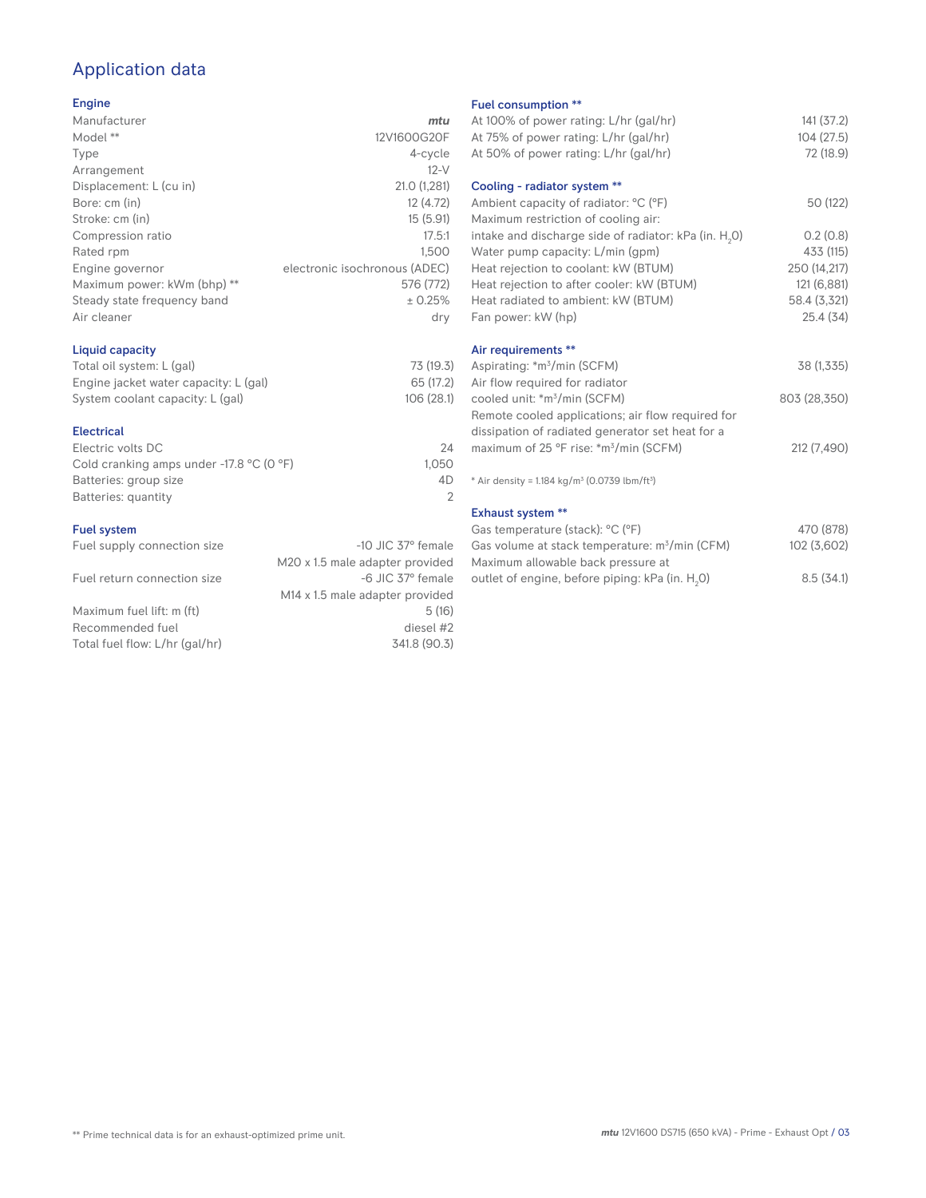# Application data

## Engine

| | |
|---|---|
| Manufacturer | *mtu* |
| Model ** | 12V1600G20F |
| Type | 4-cycle |
| Arrangement | 12-V |
| Displacement: L (cu in) | 21.0 (1,281) |
| Bore: cm (in) | 12 (4.72) |
| Stroke: cm (in) | 15 (5.91) |
| Compression ratio | 17.5:1 |
| Rated rpm | 1,500 |
| Engine governor | electronic isochronous (ADEC) |
| Maximum power: kWm (bhp) ** | 576 (772) |
| Steady state frequency band | ± 0.25% |
| Air cleaner | dry |

## Liquid capacity

| | |
|---|---|
| Total oil system: L (gal) | 73 (19.3) |
| Engine jacket water capacity: L (gal) | 65 (17.2) |
| System coolant capacity: L (gal) | 106 (28.1) |

## Electrical

| | |
|---|---|
| Electric volts DC | 24 |
| Cold cranking amps under -17.8 °C (0 °F) | 1,050 |
| Batteries: group size | 4D |
| Batteries: quantity | 2 |

## Fuel system

| | |
|---|---|
| Fuel supply connection size | -10 JIC 37° female M20 x 1.5 male adapter provided |
| Fuel return connection size | -6 JIC 37° female M14 x 1.5 male adapter provided |
| Maximum fuel lift: m (ft) | 5 (16) |
| Recommended fuel | diesel #2 |
| Total fuel flow: L/hr (gal/hr) | 341.8 (90.3) |

## Fuel consumption **

| | |
|---|---|
| At 100% of power rating: L/hr (gal/hr) | 141 (37.2) |
| At 75% of power rating: L/hr (gal/hr) | 104 (27.5) |
| At 50% of power rating: L/hr (gal/hr) | 72 (18.9) |

## Cooling - radiator system **

| | |
|---|---|
| Ambient capacity of radiator: °C (°F) | 50 (122) |
| Maximum restriction of cooling air: intake and discharge side of radiator: kPa (in. $H_2O$) | 0.2 (0.8) |
| Water pump capacity: L/min (gpm) | 433 (115) |
| Heat rejection to coolant: kW (BTUM) | 250 (14,217) |
| Heat rejection to after cooler: kW (BTUM) | 121 (6,881) |
| Heat radiated to ambient: kW (BTUM) | 58.4 (3,321) |
| Fan power: kW (hp) | 25.4 (34) |

## Air requirements **

| | |
|---|---|
| Aspirating: *m³/min (SCFM) | 38 (1,335) |
| Air flow required for radiator cooled unit: *m³/min (SCFM) | 803 (28,350) |
| Remote cooled applications; air flow required for dissipation of radiated generator set heat for a maximum of 25 °F rise: *m³/min (SCFM) | 212 (7,490) |

\* Air density = 1.184 kg/m³ (0.0739 lbm/ft³)

## Exhaust system **

| | |
|---|---|
| Gas temperature (stack): °C (°F) | 470 (878) |
| Gas volume at stack temperature: m³/min (CFM) | 102 (3,602) |
| Maximum allowable back pressure at outlet of engine, before piping: kPa (in. $H_2O$) | 8.5 (34.1) |

** Prime technical data is for an exhaust-optimized prime unit.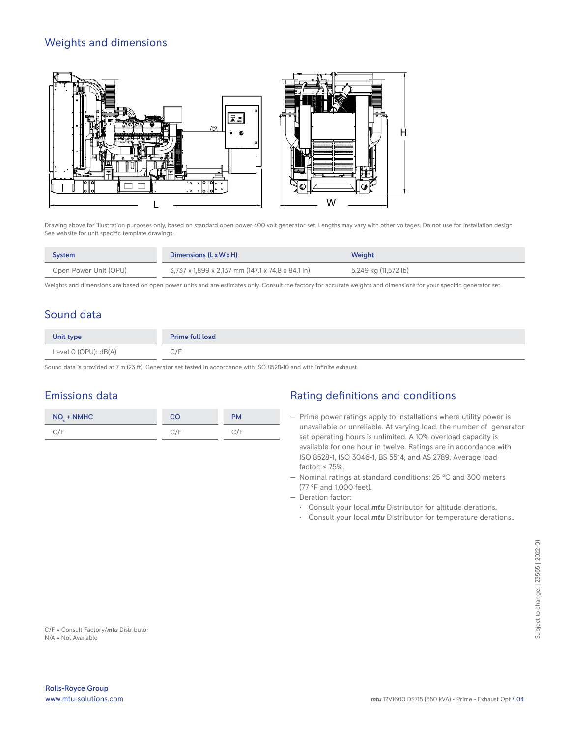## Weights and dimensions

L

W

H

Drawing above for illustration purposes only, based on standard open power 400 volt generator set. Lengths may vary with other voltages. Do not use for installation design. See website for unit specific template drawings.

| System | Dimensions (L x W x H) | Weight |
|---|---|---|
| Open Power Unit (OPU) | 3,737 x 1,899 x 2,137 mm (147.1 x 74.8 x 84.1 in) | 5,249 kg (11,572 lb) |

Weights and dimensions are based on open power units and are estimates only. Consult the factory for accurate weights and dimensions for your specific generator set.

## Sound data

| Unit type | Prime full load |
|---|---|
| Level 0 (OPU): dB(A) | C/F |

Sound data is provided at 7 m (23 ft). Generator set tested in accordance with ISO 8528-10 and with infinite exhaust.

## Emissions data

| $NO_x$ + NMHC | CO | PM |
|---|---|---|
| C/F | C/F | C/F |

## Rating definitions and conditions

- Prime power ratings apply to installations where utility power is unavailable or unreliable. At varying load, the number of generator set operating hours is unlimited. A 10% overload capacity is available for one hour in twelve. Ratings are in accordance with ISO 8528-1, ISO 3046-1, BS 5514, and AS 2789. Average load factor: ≤ 75%.
- Nominal ratings at standard conditions: 25 °C and 300 meters (77 °F and 1,000 feet).
- Deration factor:
  - Consult your local ***mtu*** Distributor for altitude derations.
  - Consult your local ***mtu*** Distributor for temperature derations..

C/F = Consult Factory/***mtu*** Distributor
N/A = Not Available

Subject to change. | 23565 | 2022-01

Rolls-Royce Group
www.mtu-solutions.com

***mtu*** 12V1600 DS715 (650 kVA) - Prime - Exhaust Opt